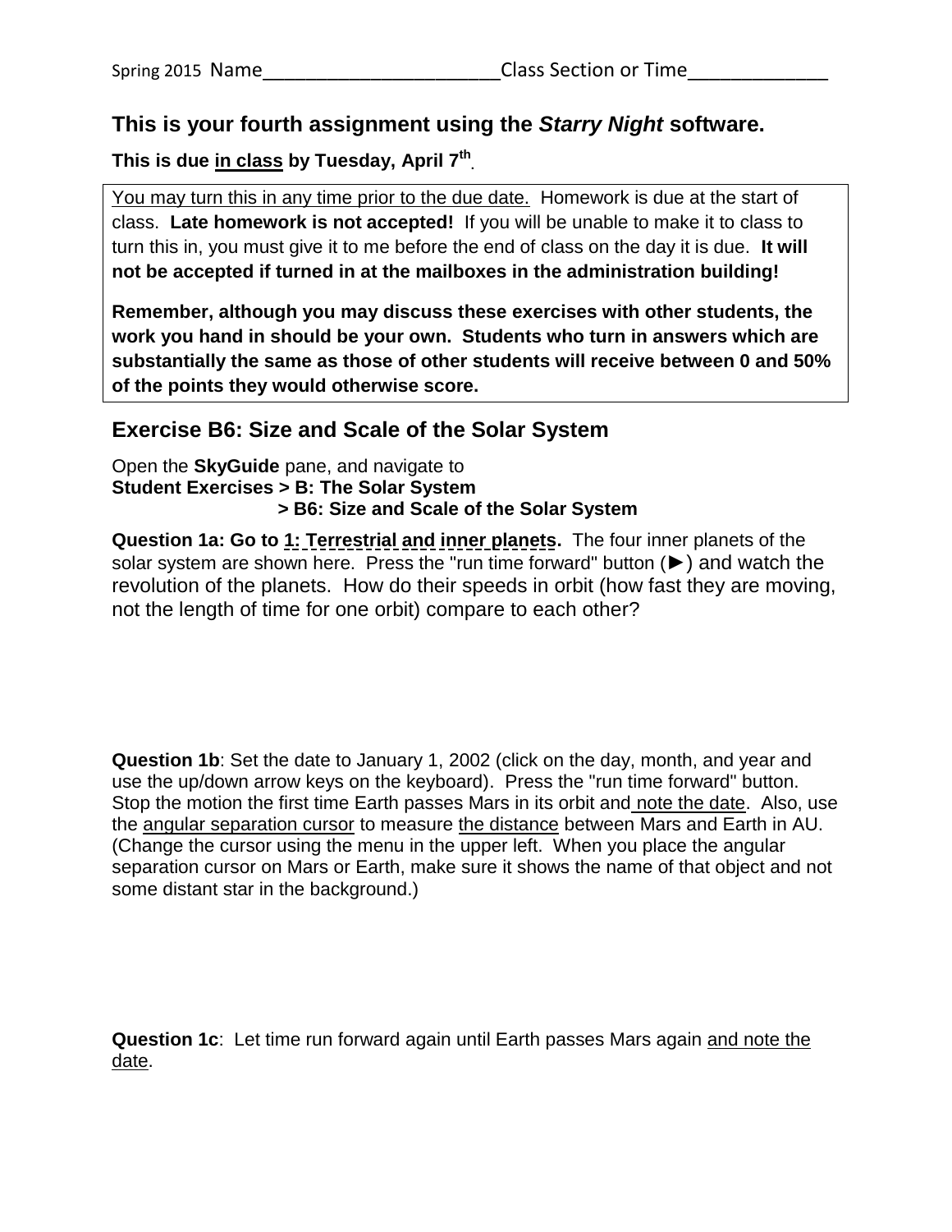Spring 2015 Name______________________Class Section or Time_____________

## This is your fourth assignment using the *Starry Night* software.

**This is due in class by Tuesday, April 7th.**

You may turn this in any time prior to the due date. Homework is due at the start of class. **Late homework is not accepted!** If you will be unable to make it to class to turn this in, you must give it to me before the end of class on the day it is due. **It will not be accepted if turned in at the mailboxes in the administration building!**

**Remember, although you may discuss these exercises with other students, the work you hand in should be your own. Students who turn in answers which are substantially the same as those of other students will receive between 0 and 50% of the points they would otherwise score.**

## Exercise B6: Size and Scale of the Solar System

Open the **SkyGuide** pane, and navigate to
**Student Exercises > B: The Solar System**
**> B6: Size and Scale of the Solar System**

**Question 1a: Go to 1: Terrestrial and inner planets.** The four inner planets of the solar system are shown here. Press the "run time forward" button (►) and watch the revolution of the planets. How do their speeds in orbit (how fast they are moving, not the length of time for one orbit) compare to each other?

**Question 1b**: Set the date to January 1, 2002 (click on the day, month, and year and use the up/down arrow keys on the keyboard). Press the "run time forward" button. Stop the motion the first time Earth passes Mars in its orbit and note the date. Also, use the angular separation cursor to measure the distance between Mars and Earth in AU. (Change the cursor using the menu in the upper left. When you place the angular separation cursor on Mars or Earth, make sure it shows the name of that object and not some distant star in the background.)

**Question 1c**: Let time run forward again until Earth passes Mars again and note the date.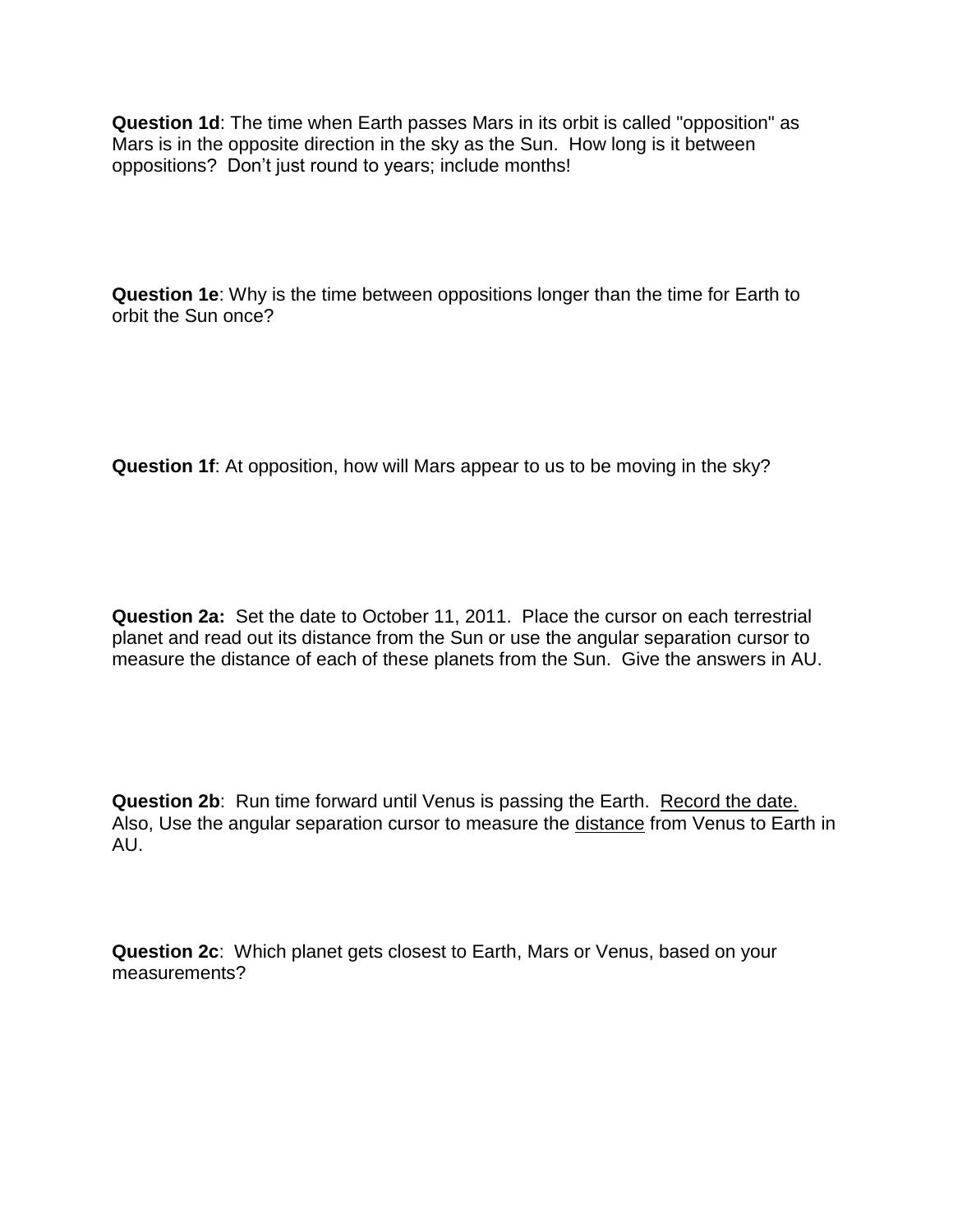**Question 1d**: The time when Earth passes Mars in its orbit is called "opposition" as Mars is in the opposite direction in the sky as the Sun. How long is it between oppositions? Don't just round to years; include months!

**Question 1e**: Why is the time between oppositions longer than the time for Earth to orbit the Sun once?

**Question 1f**: At opposition, how will Mars appear to us to be moving in the sky?

**Question 2a:** Set the date to October 11, 2011. Place the cursor on each terrestrial planet and read out its distance from the Sun or use the angular separation cursor to measure the distance of each of these planets from the Sun. Give the answers in AU.

**Question 2b**: Run time forward until Venus is passing the Earth. <u>Record the date.</u> Also, Use the angular separation cursor to measure the <u>distance</u> from Venus to Earth in AU.

**Question 2c**: Which planet gets closest to Earth, Mars or Venus, based on your measurements?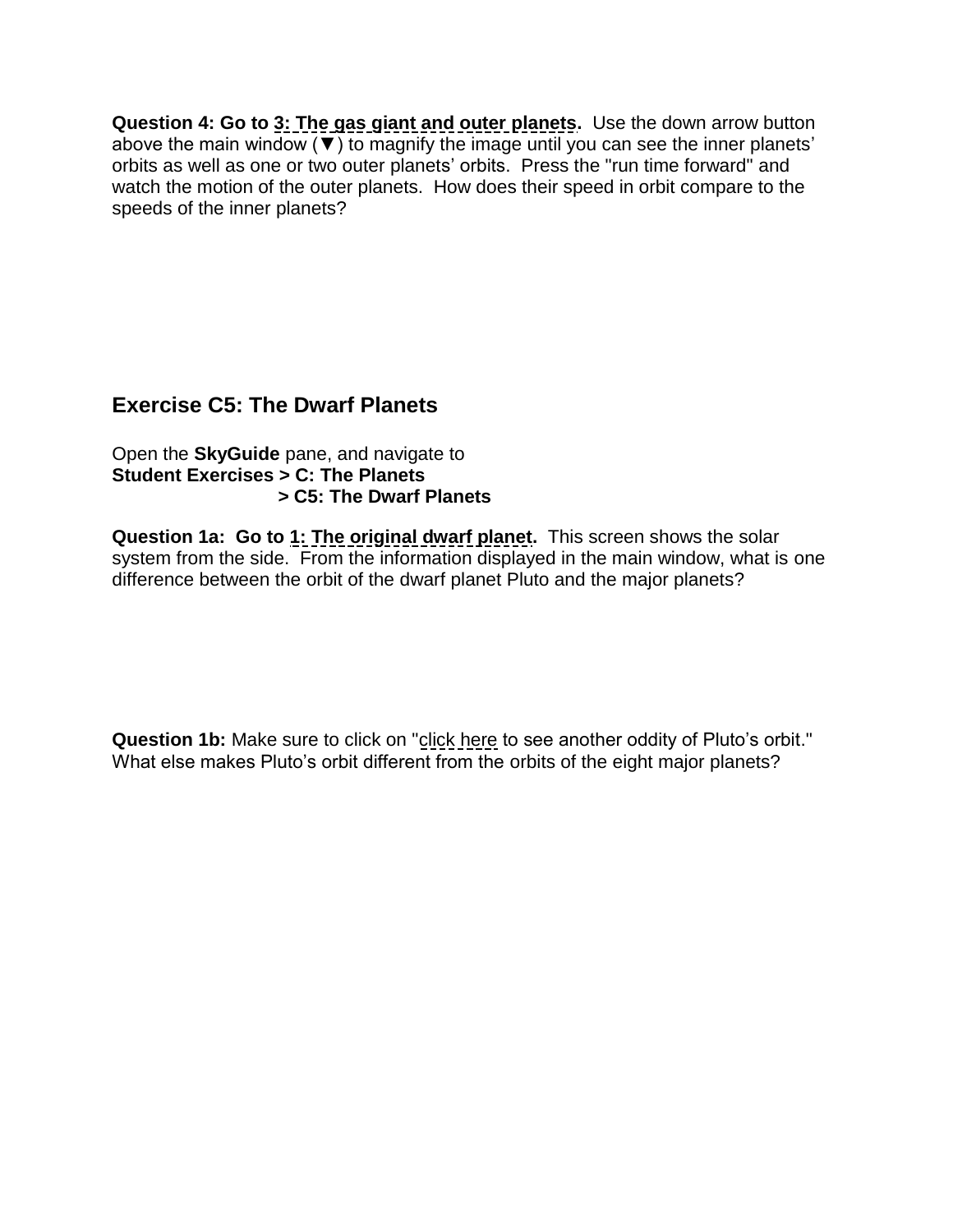**Question 4: Go to 3: The gas giant and outer planets.** Use the down arrow button above the main window (▼) to magnify the image until you can see the inner planets' orbits as well as one or two outer planets' orbits. Press the "run time forward" and watch the motion of the outer planets. How does their speed in orbit compare to the speeds of the inner planets?

## Exercise C5: The Dwarf Planets

Open the **SkyGuide** pane, and navigate to
**Student Exercises > C: The Planets**
**> C5: The Dwarf Planets**

**Question 1a: Go to 1: The original dwarf planet.** This screen shows the solar system from the side. From the information displayed in the main window, what is one difference between the orbit of the dwarf planet Pluto and the major planets?

**Question 1b:** Make sure to click on "click here to see another oddity of Pluto's orbit." What else makes Pluto's orbit different from the orbits of the eight major planets?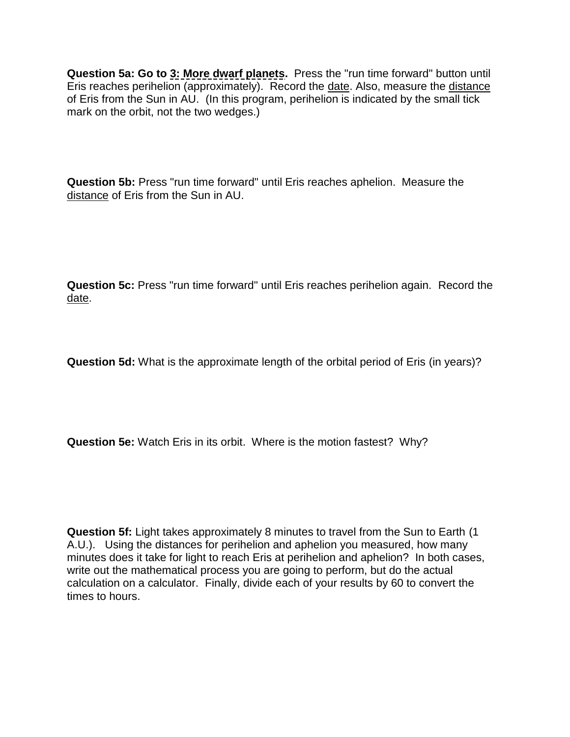**Question 5a: Go to 3: More dwarf planets.** Press the "run time forward" button until Eris reaches perihelion (approximately). Record the date. Also, measure the distance of Eris from the Sun in AU. (In this program, perihelion is indicated by the small tick mark on the orbit, not the two wedges.)

**Question 5b:** Press "run time forward" until Eris reaches aphelion. Measure the distance of Eris from the Sun in AU.

**Question 5c:** Press "run time forward" until Eris reaches perihelion again. Record the date.

**Question 5d:** What is the approximate length of the orbital period of Eris (in years)?

**Question 5e:** Watch Eris in its orbit. Where is the motion fastest? Why?

**Question 5f:** Light takes approximately 8 minutes to travel from the Sun to Earth (1 A.U.). Using the distances for perihelion and aphelion you measured, how many minutes does it take for light to reach Eris at perihelion and aphelion? In both cases, write out the mathematical process you are going to perform, but do the actual calculation on a calculator. Finally, divide each of your results by 60 to convert the times to hours.